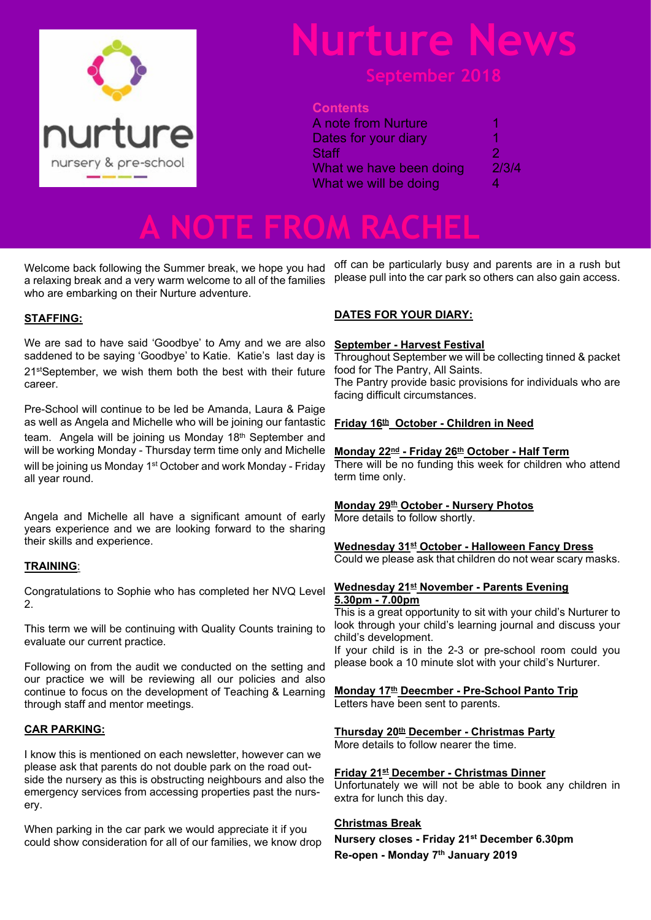nurture

nursery & pre-school

# Nurture News

## September 2018

**Contents**

| | |
|---|---|
| A note from Nurture | 1 |
| Dates for your diary | 1 |
| Staff | 2 |
| What we have been doing | 2/3/4 |
| What we will be doing | 4 |

# A NOTE FROM RACHEL

Welcome back following the Summer break, we hope you had a relaxing break and a very warm welcome to all of the families who are embarking on their Nurture adventure.

**STAFFING:**

We are sad to have said 'Goodbye' to Amy and we are also saddened to be saying 'Goodbye' to Katie. Katie's last day is 21st September, we wish them both the best with their future career.

Pre-School will continue to be led be Amanda, Laura & Paige as well as Angela and Michelle who will be joining our fantastic team. Angela will be joining us Monday 18th September and will be working Monday - Thursday term time only and Michelle will be joining us Monday 1st October and work Monday - Friday all year round.

Angela and Michelle all have a significant amount of early years experience and we are looking forward to the sharing their skills and experience.

**TRAINING:**

Congratulations to Sophie who has completed her NVQ Level 2.

This term we will be continuing with Quality Counts training to evaluate our current practice.

Following on from the audit we conducted on the setting and our practice we will be reviewing all our policies and also continue to focus on the development of Teaching & Learning through staff and mentor meetings.

**CAR PARKING:**

I know this is mentioned on each newsletter, however can we please ask that parents do not double park on the road outside the nursery as this is obstructing neighbours and also the emergency services from accessing properties past the nursery.

When parking in the car park we would appreciate it if you could show consideration for all of our families, we know drop off can be particularly busy and parents are in a rush but please pull into the car park so others can also gain access.

**DATES FOR YOUR DIARY:**

**September - Harvest Festival**
Throughout September we will be collecting tinned & packet food for The Pantry, All Saints.
The Pantry provide basic provisions for individuals who are facing difficult circumstances.

**Friday 16th October - Children in Need**

**Monday 22nd - Friday 26th October - Half Term**
There will be no funding this week for children who attend term time only.

**Monday 29th October - Nursery Photos**
More details to follow shortly.

**Wednesday 31st October - Halloween Fancy Dress**
Could we please ask that children do not wear scary masks.

**Wednesday 21st November - Parents Evening 5.30pm - 7.00pm**
This is a great opportunity to sit with your child's Nurturer to look through your child's learning journal and discuss your child's development.
If your child is in the 2-3 or pre-school room could you please book a 10 minute slot with your child's Nurturer.

**Monday 17th Deecmber - Pre-School Panto Trip**
Letters have been sent to parents.

**Thursday 20th December - Christmas Party**
More details to follow nearer the time.

**Friday 21st December - Christmas Dinner**
Unfortunately we will not be able to book any children in extra for lunch this day.

**Christmas Break**
**Nursery closes - Friday 21st December 6.30pm**
**Re-open - Monday 7th January 2019**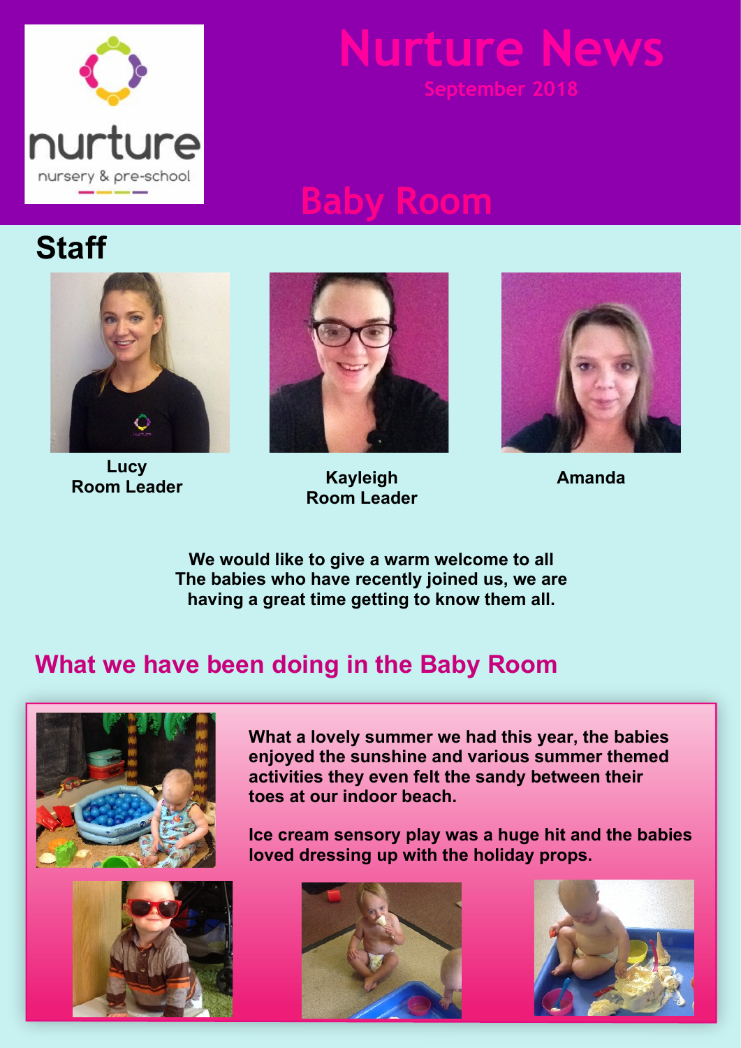# Nurture News

September 2018

## Baby Room

### Staff

**Lucy**
**Room Leader**

**Kayleigh**
**Room Leader**

**Amanda**

**We would like to give a warm welcome to all The babies who have recently joined us, we are having a great time getting to know them all.**

## What we have been doing in the Baby Room

**What a lovely summer we had this year, the babies enjoyed the sunshine and various summer themed activities they even felt the sandy between their toes at our indoor beach.**

**Ice cream sensory play was a huge hit and the babies loved dressing up with the holiday props.**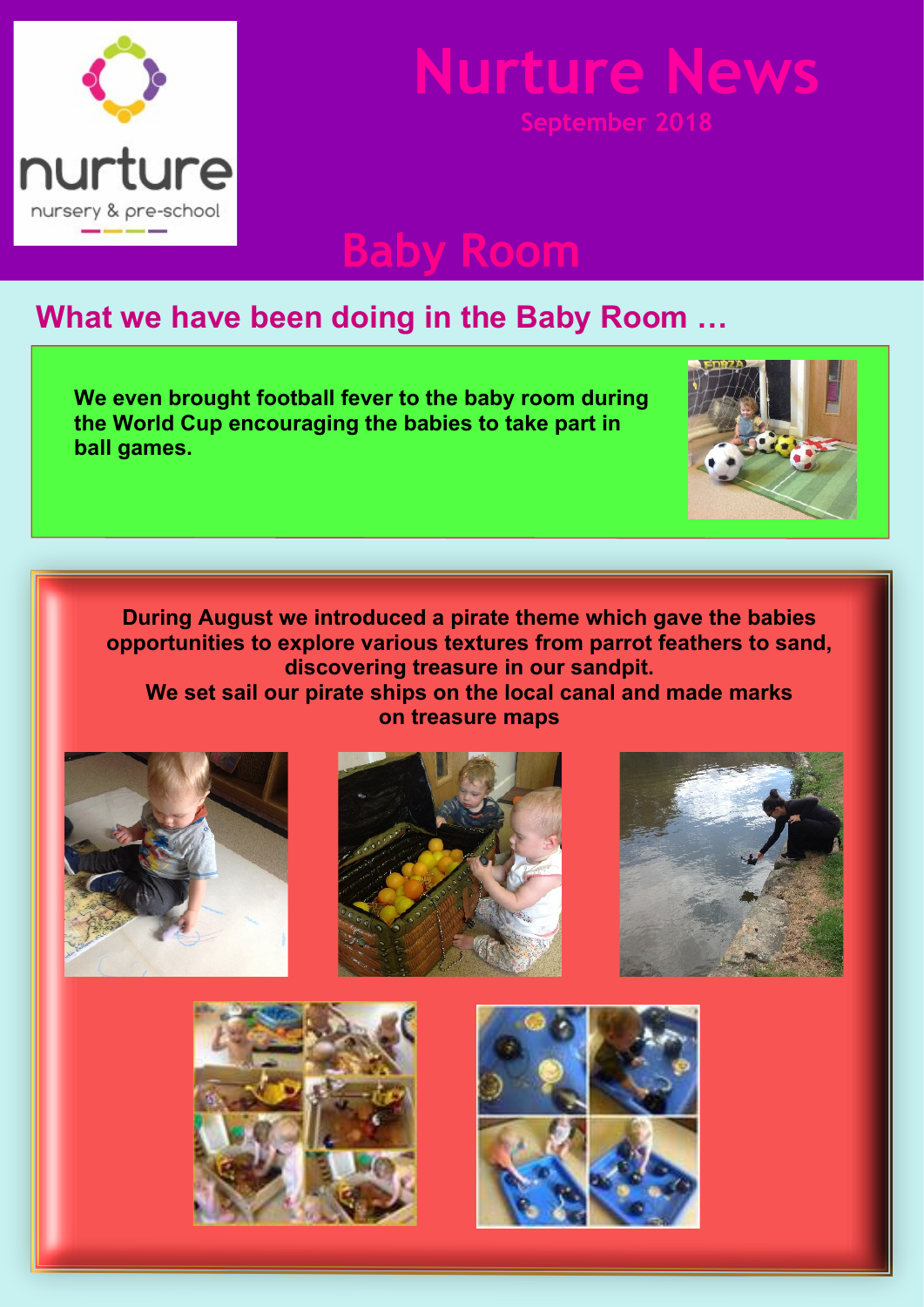# Nurture News

September 2018

## Baby Room

### What we have been doing in the Baby Room …

**We even brought football fever to the baby room during the World Cup encouraging the babies to take part in ball games.**

**During August we introduced a pirate theme which gave the babies opportunities to explore various textures from parrot feathers to sand, discovering treasure in our sandpit.**
**We set sail our pirate ships on the local canal and made marks on treasure maps**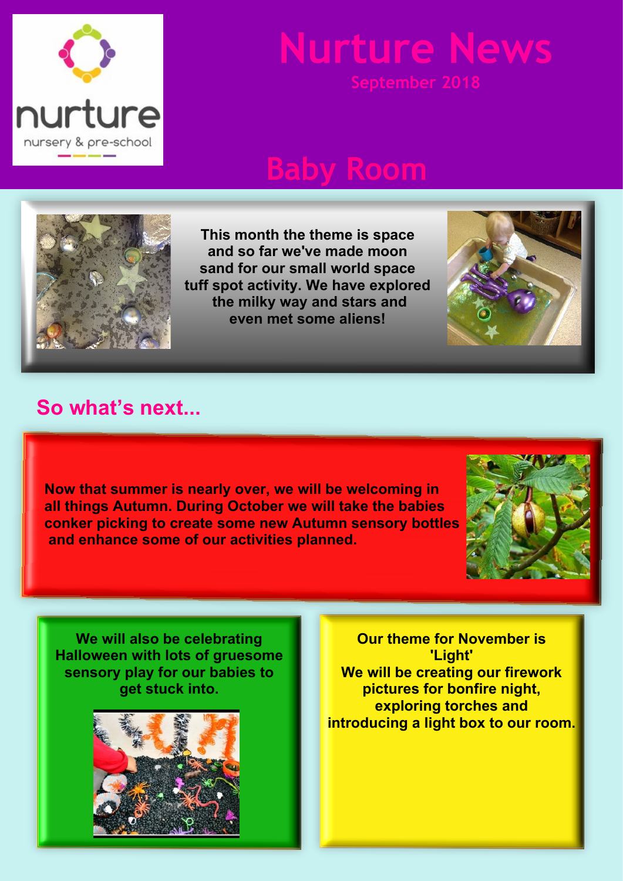nurture

nursery & pre-school

# Nurture News

September 2018

## Baby Room

This month the theme is space and so far we've made moon sand for our small world space tuff spot activity. We have explored the milky way and stars and even met some aliens!

## So what's next...

**Now that summer is nearly over, we will be welcoming in all things Autumn. During October we will take the babies conker picking to create some new Autumn sensory bottles and enhance some of our activities planned.**

**We will also be celebrating Halloween with lots of gruesome sensory play for our babies to get stuck into.**

**Our theme for November is 'Light'**
**We will be creating our firework pictures for bonfire night, exploring torches and introducing a light box to our room.**